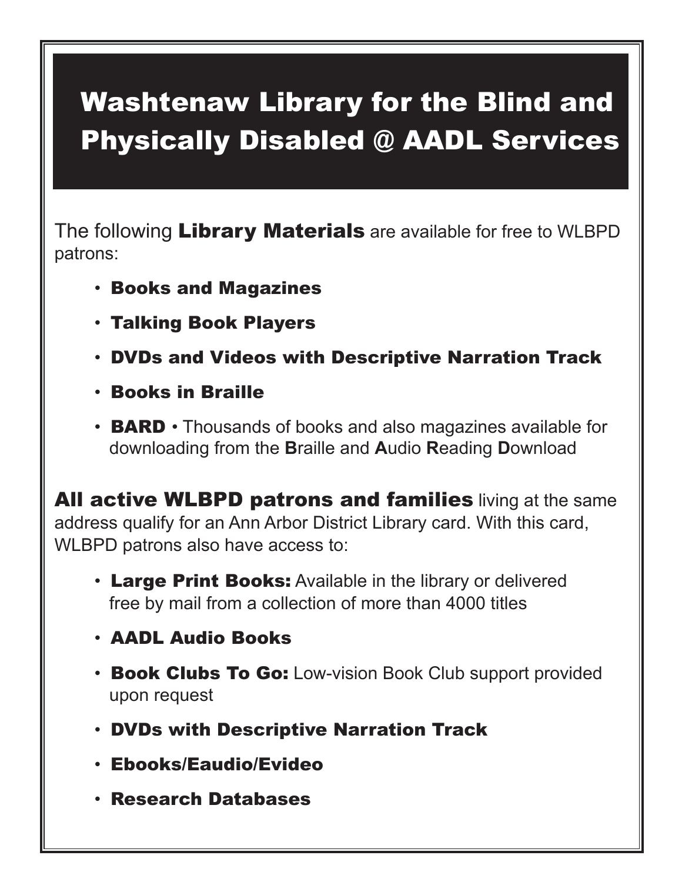# Washtenaw Library for the Blind and Physically Disabled @ AADL Services

The following **Library Materials** are available for free to WLBPD patrons:

- **Books and Magazines**
- **Talking Book Players**
- **DVDs and Videos with Descriptive Narration Track**
- **Books in Braille**
- **BARD** • Thousands of books and also magazines available for downloading from the **B**raille and **A**udio **R**eading **D**ownload

**All active WLBPD patrons and families** living at the same address qualify for an Ann Arbor District Library card. With this card, WLBPD patrons also have access to:

- **Large Print Books:** Available in the library or delivered free by mail from a collection of more than 4000 titles
- **AADL Audio Books**
- **Book Clubs To Go:** Low-vision Book Club support provided upon request
- **DVDs with Descriptive Narration Track**
- **Ebooks/Eaudio/Evideo**
- **Research Databases**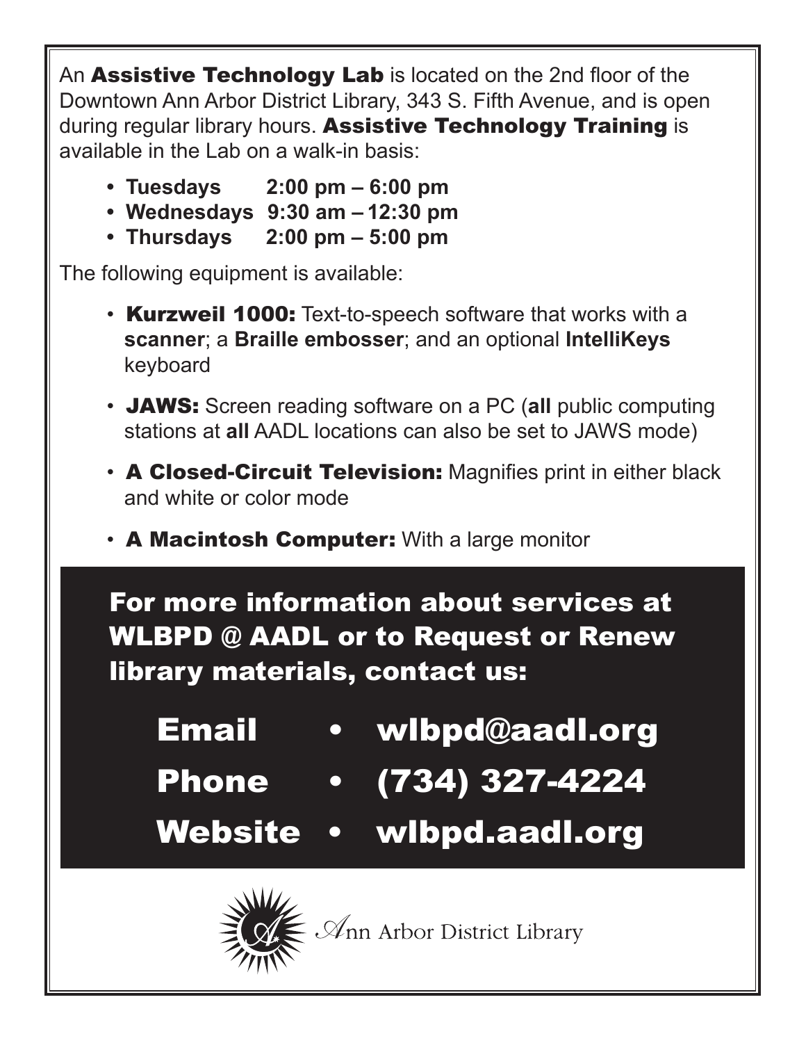An **Assistive Technology Lab** is located on the 2nd floor of the Downtown Ann Arbor District Library, 343 S. Fifth Avenue, and is open during regular library hours. **Assistive Technology Training** is available in the Lab on a walk-in basis:

- **Tuesdays 2:00 pm – 6:00 pm**
- **Wednesdays 9:30 am – 12:30 pm**
- **Thursdays 2:00 pm – 5:00 pm**

The following equipment is available:

- **Kurzweil 1000:** Text-to-speech software that works with a **scanner**; a **Braille embosser**; and an optional **IntelliKeys** keyboard
- **JAWS:** Screen reading software on a PC (**all** public computing stations at **all** AADL locations can also be set to JAWS mode)
- **A Closed-Circuit Television:** Magnifies print in either black and white or color mode
- **A Macintosh Computer:** With a large monitor

## For more information about services at WLBPD @ AADL or to Request or Renew library materials, contact us:

**Email • wlbpd@aadl.org**

**Phone • (734) 327-4224**

**Website • wlbpd.aadl.org**

Ann Arbor District Library